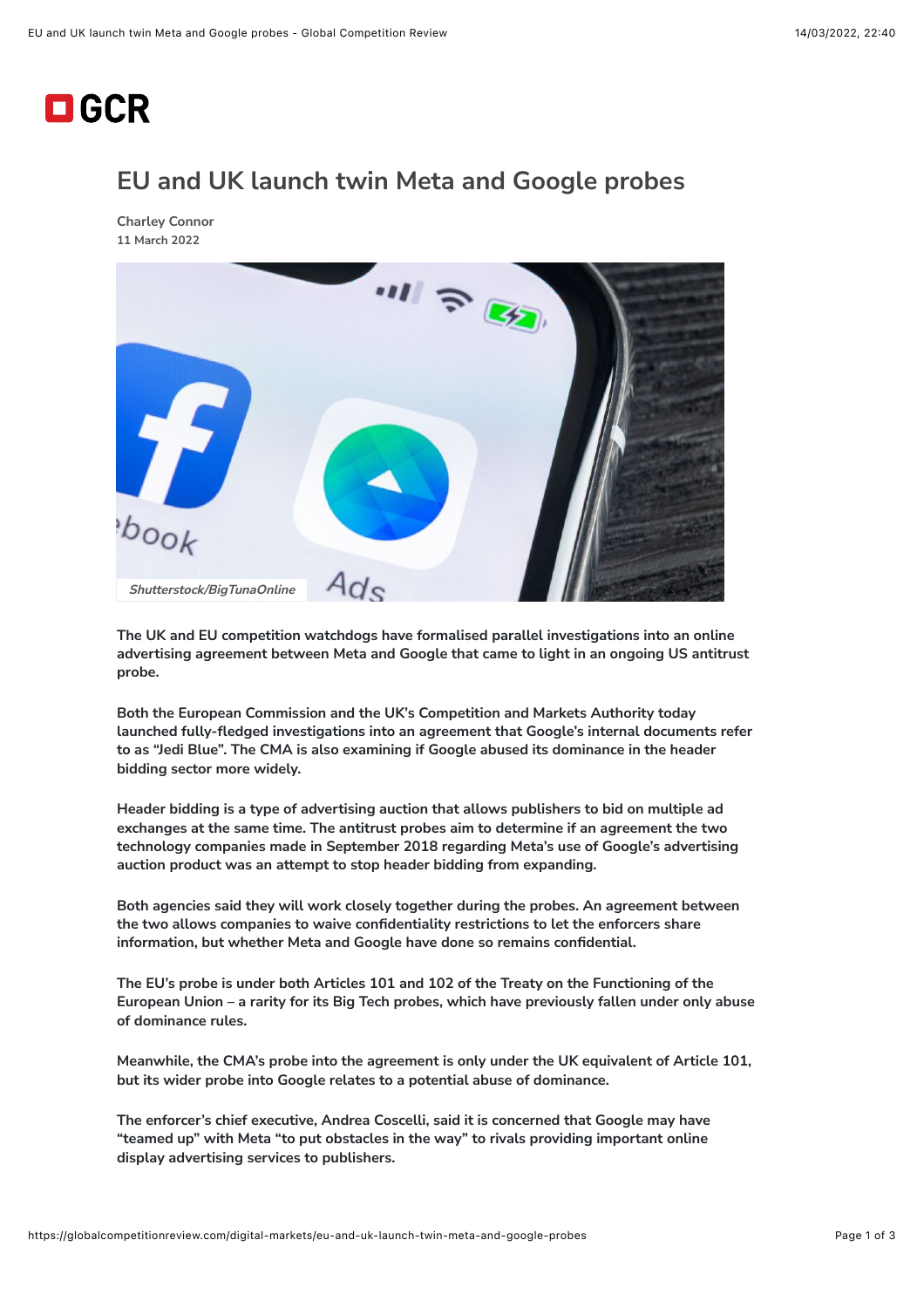GCR

# EU and UK launch twin Meta and Google probes

Charley Connor
11 March 2022

Shutterstock/BigTunaOnline

**The UK and EU competition watchdogs have formalised parallel investigations into an online advertising agreement between Meta and Google that came to light in an ongoing US antitrust probe.**

**Both the European Commission and the UK's Competition and Markets Authority today launched fully-fledged investigations into an agreement that Google's internal documents refer to as "Jedi Blue". The CMA is also examining if Google abused its dominance in the header bidding sector more widely.**

**Header bidding is a type of advertising auction that allows publishers to bid on multiple ad exchanges at the same time. The antitrust probes aim to determine if an agreement the two technology companies made in September 2018 regarding Meta's use of Google's advertising auction product was an attempt to stop header bidding from expanding.**

**Both agencies said they will work closely together during the probes. An agreement between the two allows companies to waive confidentiality restrictions to let the enforcers share information, but whether Meta and Google have done so remains confidential.**

**The EU's probe is under both Articles 101 and 102 of the Treaty on the Functioning of the European Union – a rarity for its Big Tech probes, which have previously fallen under only abuse of dominance rules.**

**Meanwhile, the CMA's probe into the agreement is only under the UK equivalent of Article 101, but its wider probe into Google relates to a potential abuse of dominance.**

**The enforcer's chief executive, Andrea Coscelli, said it is concerned that Google may have "teamed up" with Meta "to put obstacles in the way" to rivals providing important online display advertising services to publishers.**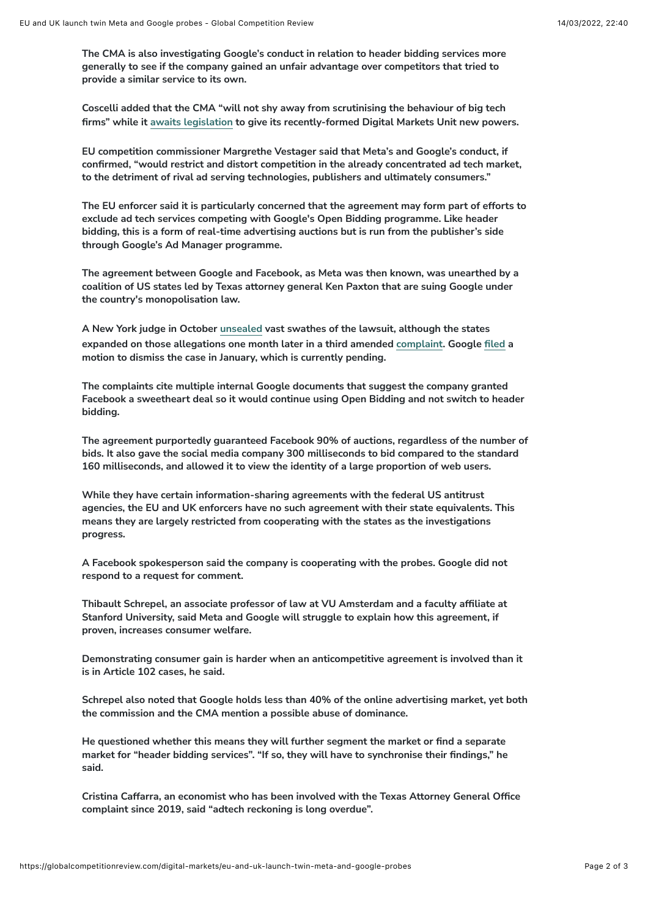The CMA is also investigating Google's conduct in relation to header bidding services more generally to see if the company gained an unfair advantage over competitors that tried to provide a similar service to its own.

Coscelli added that the CMA "will not shy away from scrutinising the behaviour of big tech firms" while it awaits legislation to give its recently-formed Digital Markets Unit new powers.

EU competition commissioner Margrethe Vestager said that Meta's and Google's conduct, if confirmed, "would restrict and distort competition in the already concentrated ad tech market, to the detriment of rival ad serving technologies, publishers and ultimately consumers."

The EU enforcer said it is particularly concerned that the agreement may form part of efforts to exclude ad tech services competing with Google's Open Bidding programme. Like header bidding, this is a form of real-time advertising auctions but is run from the publisher's side through Google's Ad Manager programme.

The agreement between Google and Facebook, as Meta was then known, was unearthed by a coalition of US states led by Texas attorney general Ken Paxton that are suing Google under the country's monopolisation law.

A New York judge in October unsealed vast swathes of the lawsuit, although the states expanded on those allegations one month later in a third amended complaint. Google filed a motion to dismiss the case in January, which is currently pending.

The complaints cite multiple internal Google documents that suggest the company granted Facebook a sweetheart deal so it would continue using Open Bidding and not switch to header bidding.

The agreement purportedly guaranteed Facebook 90% of auctions, regardless of the number of bids. It also gave the social media company 300 milliseconds to bid compared to the standard 160 milliseconds, and allowed it to view the identity of a large proportion of web users.

While they have certain information-sharing agreements with the federal US antitrust agencies, the EU and UK enforcers have no such agreement with their state equivalents. This means they are largely restricted from cooperating with the states as the investigations progress.

A Facebook spokesperson said the company is cooperating with the probes. Google did not respond to a request for comment.

Thibault Schrepel, an associate professor of law at VU Amsterdam and a faculty affiliate at Stanford University, said Meta and Google will struggle to explain how this agreement, if proven, increases consumer welfare.

Demonstrating consumer gain is harder when an anticompetitive agreement is involved than it is in Article 102 cases, he said.

Schrepel also noted that Google holds less than 40% of the online advertising market, yet both the commission and the CMA mention a possible abuse of dominance.

He questioned whether this means they will further segment the market or find a separate market for "header bidding services". "If so, they will have to synchronise their findings," he said.

Cristina Caffarra, an economist who has been involved with the Texas Attorney General Office complaint since 2019, said "adtech reckoning is long overdue".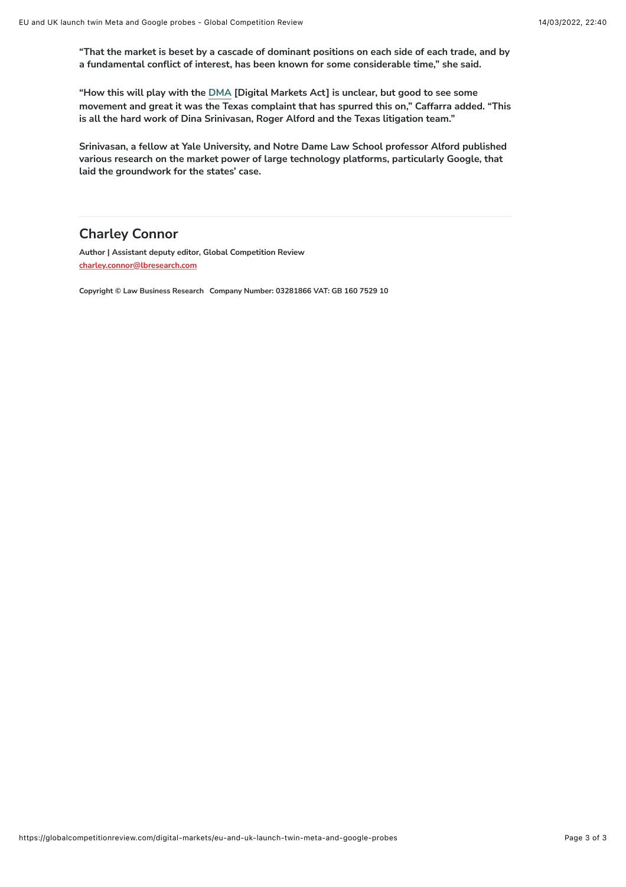**"That the market is beset by a cascade of dominant positions on each side of each trade, and by a fundamental conflict of interest, has been known for some considerable time," she said.**

**"How this will play with the DMA [Digital Markets Act] is unclear, but good to see some movement and great it was the Texas complaint that has spurred this on," Caffarra added. "This is all the hard work of Dina Srinivasan, Roger Alford and the Texas litigation team."**

**Srinivasan, a fellow at Yale University, and Notre Dame Law School professor Alford published various research on the market power of large technology platforms, particularly Google, that laid the groundwork for the states' case.**

---

## Charley Connor

**Author | Assistant deputy editor, Global Competition Review**
**charley.connor@lbresearch.com**

**Copyright © Law Business Research Company Number: 03281866 VAT: GB 160 7529 10**